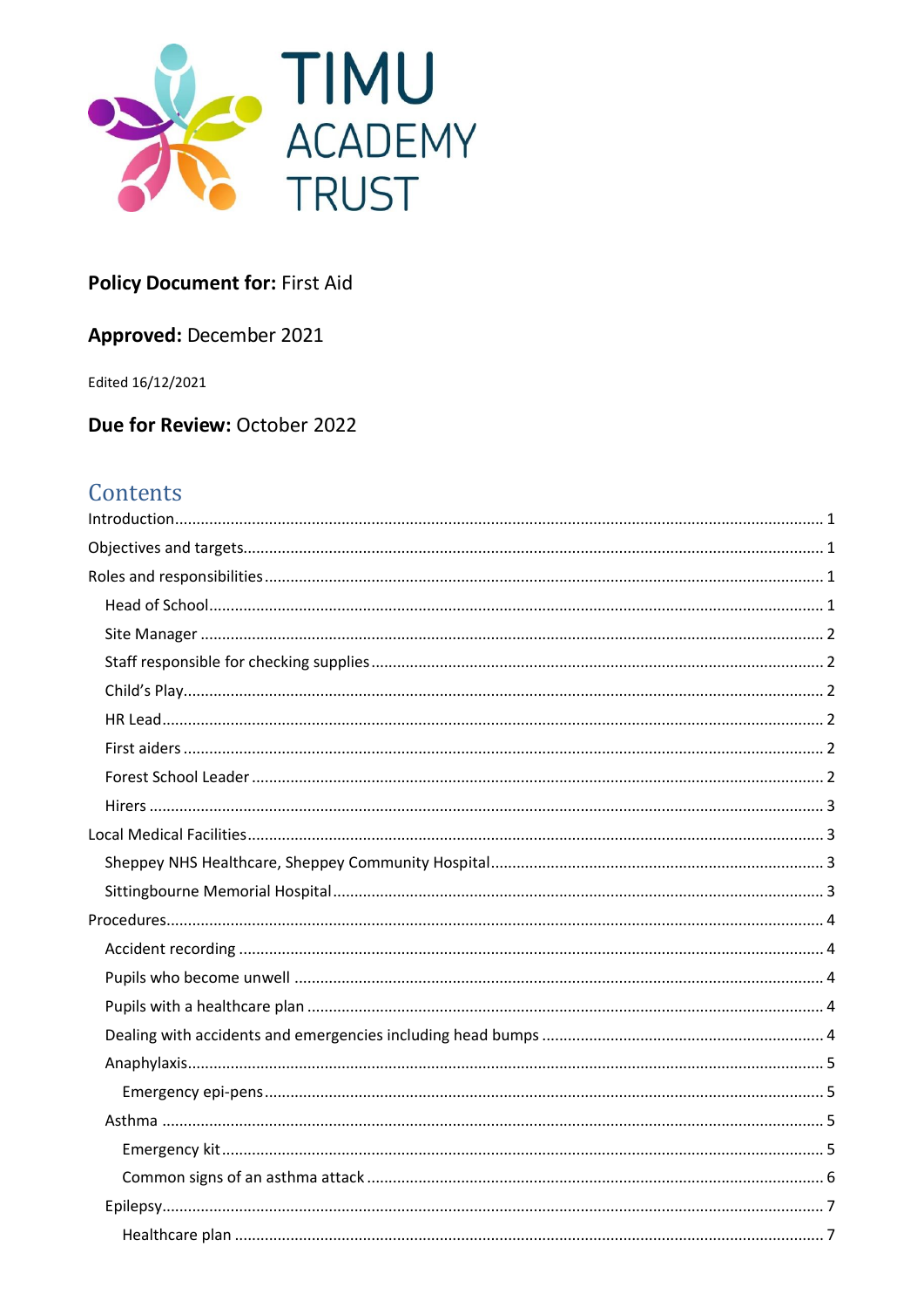TIMU ACADEMY TRUST

**Policy Document for:** First Aid

**Approved:** December 2021

Edited 16/12/2021

**Due for Review:** October 2022

## Contents

- Introduction ..... 1
- Objectives and targets ..... 1
- Roles and responsibilities ..... 1
  - Head of School ..... 1
  - Site Manager ..... 2
  - Staff responsible for checking supplies ..... 2
  - Child's Play ..... 2
  - HR Lead ..... 2
  - First aiders ..... 2
  - Forest School Leader ..... 2
  - Hirers ..... 3
- Local Medical Facilities ..... 3
  - Sheppey NHS Healthcare, Sheppey Community Hospital ..... 3
  - Sittingbourne Memorial Hospital ..... 3
- Procedures ..... 4
  - Accident recording ..... 4
  - Pupils who become unwell ..... 4
  - Pupils with a healthcare plan ..... 4
  - Dealing with accidents and emergencies including head bumps ..... 4
  - Anaphylaxis ..... 5
    - Emergency epi-pens ..... 5
  - Asthma ..... 5
    - Emergency kit ..... 5
    - Common signs of an asthma attack ..... 6
  - Epilepsy ..... 7
    - Healthcare plan ..... 7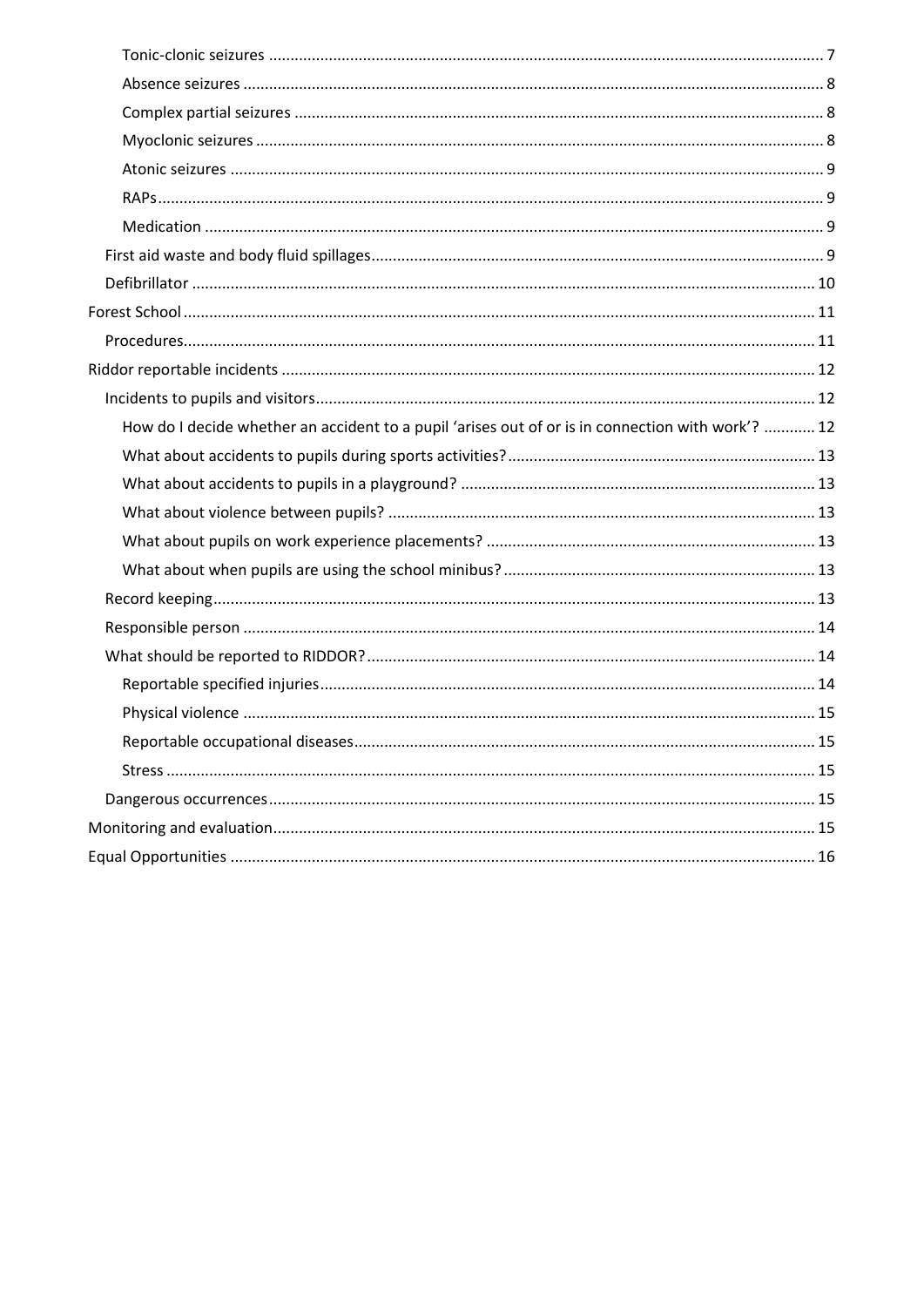- Tonic-clonic seizures ... 7
- Absence seizures ... 8
- Complex partial seizures ... 8
- Myoclonic seizures ... 8
- Atonic seizures ... 9
- RAPs ... 9
- Medication ... 9

First aid waste and body fluid spillages ... 9

Defibrillator ... 10

Forest School ... 11

Procedures ... 11

Riddor reportable incidents ... 12

Incidents to pupils and visitors ... 12

- How do I decide whether an accident to a pupil 'arises out of or is in connection with work'? ... 12
- What about accidents to pupils during sports activities? ... 13
- What about accidents to pupils in a playground? ... 13
- What about violence between pupils? ... 13
- What about pupils on work experience placements? ... 13
- What about when pupils are using the school minibus? ... 13

Record keeping ... 13

Responsible person ... 14

What should be reported to RIDDOR? ... 14

- Reportable specified injuries ... 14
- Physical violence ... 15
- Reportable occupational diseases ... 15
- Stress ... 15

Dangerous occurrences ... 15

Monitoring and evaluation ... 15

Equal Opportunities ... 16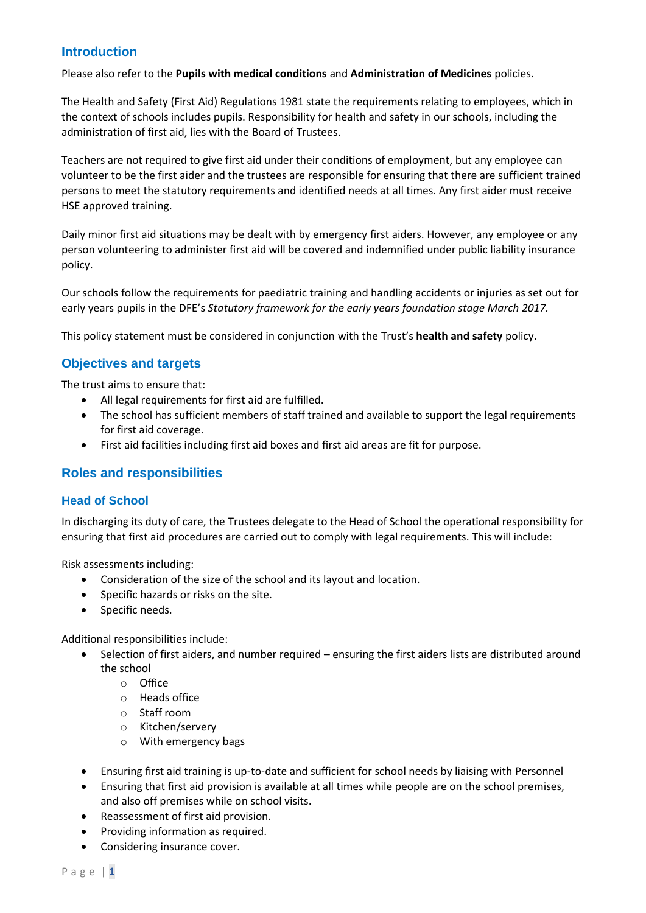## Introduction

Please also refer to the **Pupils with medical conditions** and **Administration of Medicines** policies.

The Health and Safety (First Aid) Regulations 1981 state the requirements relating to employees, which in the context of schools includes pupils. Responsibility for health and safety in our schools, including the administration of first aid, lies with the Board of Trustees.

Teachers are not required to give first aid under their conditions of employment, but any employee can volunteer to be the first aider and the trustees are responsible for ensuring that there are sufficient trained persons to meet the statutory requirements and identified needs at all times. Any first aider must receive HSE approved training.

Daily minor first aid situations may be dealt with by emergency first aiders. However, any employee or any person volunteering to administer first aid will be covered and indemnified under public liability insurance policy.

Our schools follow the requirements for paediatric training and handling accidents or injuries as set out for early years pupils in the DFE's *Statutory framework for the early years foundation stage March 2017.*

This policy statement must be considered in conjunction with the Trust's **health and safety** policy.

## Objectives and targets

The trust aims to ensure that:

- All legal requirements for first aid are fulfilled.
- The school has sufficient members of staff trained and available to support the legal requirements for first aid coverage.
- First aid facilities including first aid boxes and first aid areas are fit for purpose.

## Roles and responsibilities

### Head of School

In discharging its duty of care, the Trustees delegate to the Head of School the operational responsibility for ensuring that first aid procedures are carried out to comply with legal requirements. This will include:

Risk assessments including:

- Consideration of the size of the school and its layout and location.
- Specific hazards or risks on the site.
- Specific needs.

Additional responsibilities include:

- Selection of first aiders, and number required – ensuring the first aiders lists are distributed around the school
  - Office
  - Heads office
  - Staff room
  - Kitchen/servery
  - With emergency bags
- Ensuring first aid training is up-to-date and sufficient for school needs by liaising with Personnel
- Ensuring that first aid provision is available at all times while people are on the school premises, and also off premises while on school visits.
- Reassessment of first aid provision.
- Providing information as required.
- Considering insurance cover.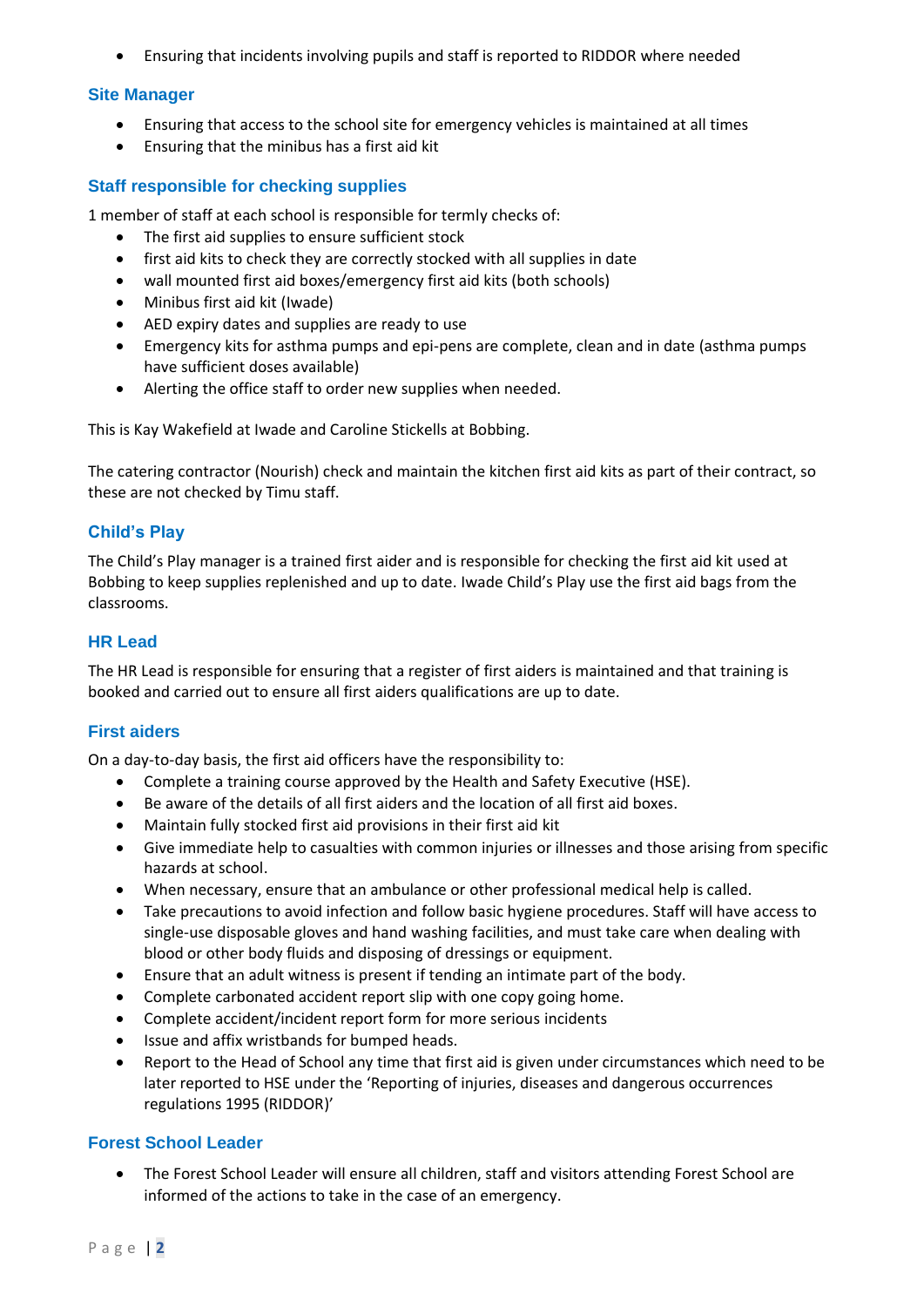- Ensuring that incidents involving pupils and staff is reported to RIDDOR where needed

### Site Manager

- Ensuring that access to the school site for emergency vehicles is maintained at all times
- Ensuring that the minibus has a first aid kit

### Staff responsible for checking supplies

1 member of staff at each school is responsible for termly checks of:

- The first aid supplies to ensure sufficient stock
- first aid kits to check they are correctly stocked with all supplies in date
- wall mounted first aid boxes/emergency first aid kits (both schools)
- Minibus first aid kit (Iwade)
- AED expiry dates and supplies are ready to use
- Emergency kits for asthma pumps and epi-pens are complete, clean and in date (asthma pumps have sufficient doses available)
- Alerting the office staff to order new supplies when needed.

This is Kay Wakefield at Iwade and Caroline Stickells at Bobbing.

The catering contractor (Nourish) check and maintain the kitchen first aid kits as part of their contract, so these are not checked by Timu staff.

### Child's Play

The Child's Play manager is a trained first aider and is responsible for checking the first aid kit used at Bobbing to keep supplies replenished and up to date. Iwade Child's Play use the first aid bags from the classrooms.

### HR Lead

The HR Lead is responsible for ensuring that a register of first aiders is maintained and that training is booked and carried out to ensure all first aiders qualifications are up to date.

### First aiders

On a day-to-day basis, the first aid officers have the responsibility to:

- Complete a training course approved by the Health and Safety Executive (HSE).
- Be aware of the details of all first aiders and the location of all first aid boxes.
- Maintain fully stocked first aid provisions in their first aid kit
- Give immediate help to casualties with common injuries or illnesses and those arising from specific hazards at school.
- When necessary, ensure that an ambulance or other professional medical help is called.
- Take precautions to avoid infection and follow basic hygiene procedures. Staff will have access to single-use disposable gloves and hand washing facilities, and must take care when dealing with blood or other body fluids and disposing of dressings or equipment.
- Ensure that an adult witness is present if tending an intimate part of the body.
- Complete carbonated accident report slip with one copy going home.
- Complete accident/incident report form for more serious incidents
- Issue and affix wristbands for bumped heads.
- Report to the Head of School any time that first aid is given under circumstances which need to be later reported to HSE under the 'Reporting of injuries, diseases and dangerous occurrences regulations 1995 (RIDDOR)'

### Forest School Leader

- The Forest School Leader will ensure all children, staff and visitors attending Forest School are informed of the actions to take in the case of an emergency.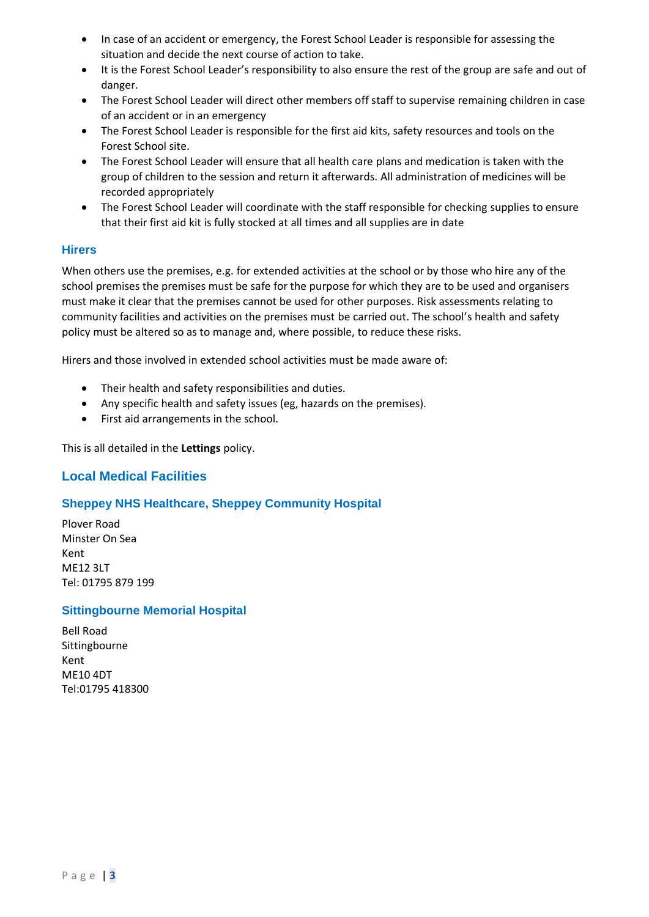- In case of an accident or emergency, the Forest School Leader is responsible for assessing the situation and decide the next course of action to take.
- It is the Forest School Leader's responsibility to also ensure the rest of the group are safe and out of danger.
- The Forest School Leader will direct other members off staff to supervise remaining children in case of an accident or in an emergency
- The Forest School Leader is responsible for the first aid kits, safety resources and tools on the Forest School site.
- The Forest School Leader will ensure that all health care plans and medication is taken with the group of children to the session and return it afterwards. All administration of medicines will be recorded appropriately
- The Forest School Leader will coordinate with the staff responsible for checking supplies to ensure that their first aid kit is fully stocked at all times and all supplies are in date

### Hirers

When others use the premises, e.g. for extended activities at the school or by those who hire any of the school premises the premises must be safe for the purpose for which they are to be used and organisers must make it clear that the premises cannot be used for other purposes. Risk assessments relating to community facilities and activities on the premises must be carried out. The school's health and safety policy must be altered so as to manage and, where possible, to reduce these risks.

Hirers and those involved in extended school activities must be made aware of:

- Their health and safety responsibilities and duties.
- Any specific health and safety issues (eg, hazards on the premises).
- First aid arrangements in the school.

This is all detailed in the **Lettings** policy.

## Local Medical Facilities

### Sheppey NHS Healthcare, Sheppey Community Hospital

Plover Road
Minster On Sea
Kent
ME12 3LT
Tel: 01795 879 199

### Sittingbourne Memorial Hospital

Bell Road
Sittingbourne
Kent
ME10 4DT
Tel:01795 418300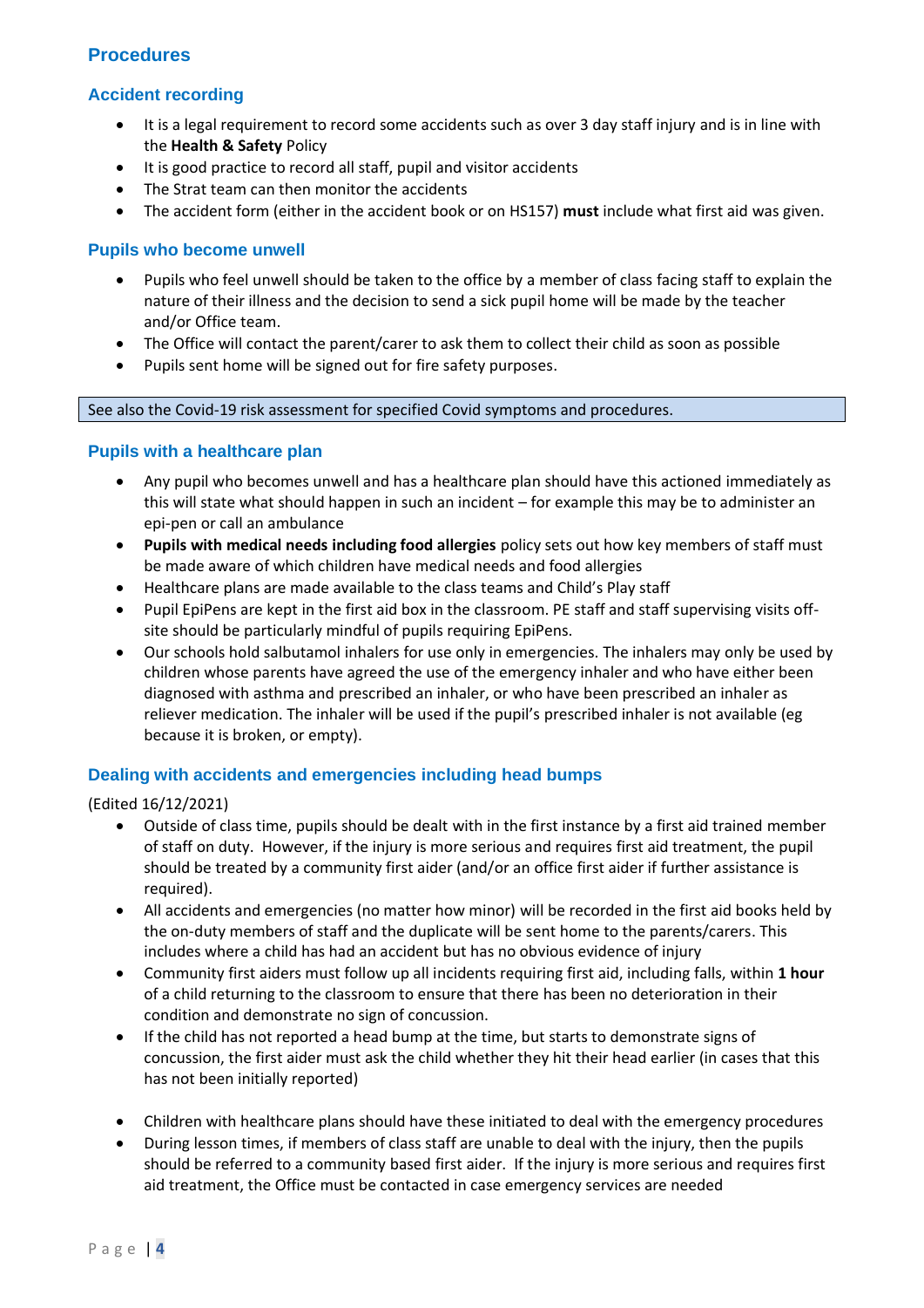## Procedures

### Accident recording

- It is a legal requirement to record some accidents such as over 3 day staff injury and is in line with the **Health & Safety** Policy
- It is good practice to record all staff, pupil and visitor accidents
- The Strat team can then monitor the accidents
- The accident form (either in the accident book or on HS157) **must** include what first aid was given.

### Pupils who become unwell

- Pupils who feel unwell should be taken to the office by a member of class facing staff to explain the nature of their illness and the decision to send a sick pupil home will be made by the teacher and/or Office team.
- The Office will contact the parent/carer to ask them to collect their child as soon as possible
- Pupils sent home will be signed out for fire safety purposes.

See also the Covid-19 risk assessment for specified Covid symptoms and procedures.

### Pupils with a healthcare plan

- Any pupil who becomes unwell and has a healthcare plan should have this actioned immediately as this will state what should happen in such an incident – for example this may be to administer an epi-pen or call an ambulance
- **Pupils with medical needs including food allergies** policy sets out how key members of staff must be made aware of which children have medical needs and food allergies
- Healthcare plans are made available to the class teams and Child's Play staff
- Pupil EpiPens are kept in the first aid box in the classroom. PE staff and staff supervising visits off-site should be particularly mindful of pupils requiring EpiPens.
- Our schools hold salbutamol inhalers for use only in emergencies. The inhalers may only be used by children whose parents have agreed the use of the emergency inhaler and who have either been diagnosed with asthma and prescribed an inhaler, or who have been prescribed an inhaler as reliever medication. The inhaler will be used if the pupil's prescribed inhaler is not available (eg because it is broken, or empty).

### Dealing with accidents and emergencies including head bumps

(Edited 16/12/2021)

- Outside of class time, pupils should be dealt with in the first instance by a first aid trained member of staff on duty. However, if the injury is more serious and requires first aid treatment, the pupil should be treated by a community first aider (and/or an office first aider if further assistance is required).
- All accidents and emergencies (no matter how minor) will be recorded in the first aid books held by the on-duty members of staff and the duplicate will be sent home to the parents/carers. This includes where a child has had an accident but has no obvious evidence of injury
- Community first aiders must follow up all incidents requiring first aid, including falls, within **1 hour** of a child returning to the classroom to ensure that there has been no deterioration in their condition and demonstrate no sign of concussion.
- If the child has not reported a head bump at the time, but starts to demonstrate signs of concussion, the first aider must ask the child whether they hit their head earlier (in cases that this has not been initially reported)
- Children with healthcare plans should have these initiated to deal with the emergency procedures
- During lesson times, if members of class staff are unable to deal with the injury, then the pupils should be referred to a community based first aider. If the injury is more serious and requires first aid treatment, the Office must be contacted in case emergency services are needed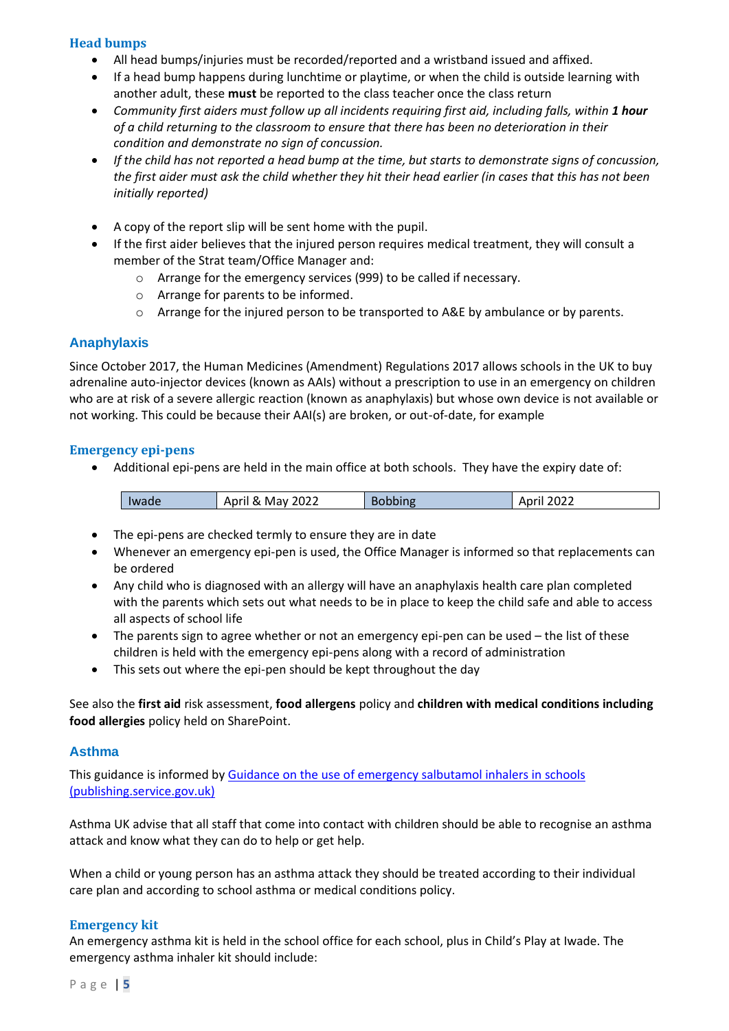### Head bumps

- All head bumps/injuries must be recorded/reported and a wristband issued and affixed.
- If a head bump happens during lunchtime or playtime, or when the child is outside learning with another adult, these **must** be reported to the class teacher once the class return
- *Community first aiders must follow up all incidents requiring first aid, including falls, within **1 hour** of a child returning to the classroom to ensure that there has been no deterioration in their condition and demonstrate no sign of concussion.*
- *If the child has not reported a head bump at the time, but starts to demonstrate signs of concussion, the first aider must ask the child whether they hit their head earlier (in cases that this has not been initially reported)*

- A copy of the report slip will be sent home with the pupil.
- If the first aider believes that the injured person requires medical treatment, they will consult a member of the Strat team/Office Manager and:
  - Arrange for the emergency services (999) to be called if necessary.
  - Arrange for parents to be informed.
  - Arrange for the injured person to be transported to A&E by ambulance or by parents.

## Anaphylaxis

Since October 2017, the Human Medicines (Amendment) Regulations 2017 allows schools in the UK to buy adrenaline auto-injector devices (known as AAIs) without a prescription to use in an emergency on children who are at risk of a severe allergic reaction (known as anaphylaxis) but whose own device is not available or not working. This could be because their AAI(s) are broken, or out-of-date, for example

### Emergency epi-pens

- Additional epi-pens are held in the main office at both schools. They have the expiry date of:

| Iwade | April & May 2022 | Bobbing | April 2022 |
|---|---|---|---|

- The epi-pens are checked termly to ensure they are in date
- Whenever an emergency epi-pen is used, the Office Manager is informed so that replacements can be ordered
- Any child who is diagnosed with an allergy will have an anaphylaxis health care plan completed with the parents which sets out what needs to be in place to keep the child safe and able to access all aspects of school life
- The parents sign to agree whether or not an emergency epi-pen can be used – the list of these children is held with the emergency epi-pens along with a record of administration
- This sets out where the epi-pen should be kept throughout the day

See also the **first aid** risk assessment, **food allergens** policy and **children with medical conditions including food allergies** policy held on SharePoint.

## Asthma

This guidance is informed by [Guidance on the use of emergency salbutamol inhalers in schools (publishing.service.gov.uk)]

Asthma UK advise that all staff that come into contact with children should be able to recognise an asthma attack and know what they can do to help or get help.

When a child or young person has an asthma attack they should be treated according to their individual care plan and according to school asthma or medical conditions policy.

### Emergency kit

An emergency asthma kit is held in the school office for each school, plus in Child's Play at Iwade. The emergency asthma inhaler kit should include: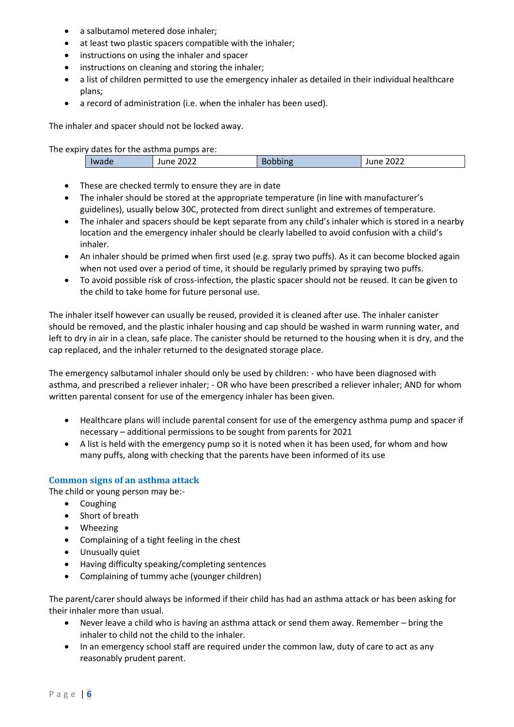- a salbutamol metered dose inhaler;
- at least two plastic spacers compatible with the inhaler;
- instructions on using the inhaler and spacer
- instructions on cleaning and storing the inhaler;
- a list of children permitted to use the emergency inhaler as detailed in their individual healthcare plans;
- a record of administration (i.e. when the inhaler has been used).

The inhaler and spacer should not be locked away.

The expiry dates for the asthma pumps are:

| Iwade | June 2022 | Bobbing | June 2022 |
|---|---|---|---|

- These are checked termly to ensure they are in date
- The inhaler should be stored at the appropriate temperature (in line with manufacturer's guidelines), usually below 30C, protected from direct sunlight and extremes of temperature.
- The inhaler and spacers should be kept separate from any child's inhaler which is stored in a nearby location and the emergency inhaler should be clearly labelled to avoid confusion with a child's inhaler.
- An inhaler should be primed when first used (e.g. spray two puffs). As it can become blocked again when not used over a period of time, it should be regularly primed by spraying two puffs.
- To avoid possible risk of cross-infection, the plastic spacer should not be reused. It can be given to the child to take home for future personal use.

The inhaler itself however can usually be reused, provided it is cleaned after use. The inhaler canister should be removed, and the plastic inhaler housing and cap should be washed in warm running water, and left to dry in air in a clean, safe place. The canister should be returned to the housing when it is dry, and the cap replaced, and the inhaler returned to the designated storage place.

The emergency salbutamol inhaler should only be used by children: - who have been diagnosed with asthma, and prescribed a reliever inhaler; - OR who have been prescribed a reliever inhaler; AND for whom written parental consent for use of the emergency inhaler has been given.

- Healthcare plans will include parental consent for use of the emergency asthma pump and spacer if necessary – additional permissions to be sought from parents for 2021
- A list is held with the emergency pump so it is noted when it has been used, for whom and how many puffs, along with checking that the parents have been informed of its use

### Common signs of an asthma attack

The child or young person may be:-

- Coughing
- Short of breath
- Wheezing
- Complaining of a tight feeling in the chest
- Unusually quiet
- Having difficulty speaking/completing sentences
- Complaining of tummy ache (younger children)

The parent/carer should always be informed if their child has had an asthma attack or has been asking for their inhaler more than usual.

- Never leave a child who is having an asthma attack or send them away. Remember – bring the inhaler to child not the child to the inhaler.
- In an emergency school staff are required under the common law, duty of care to act as any reasonably prudent parent.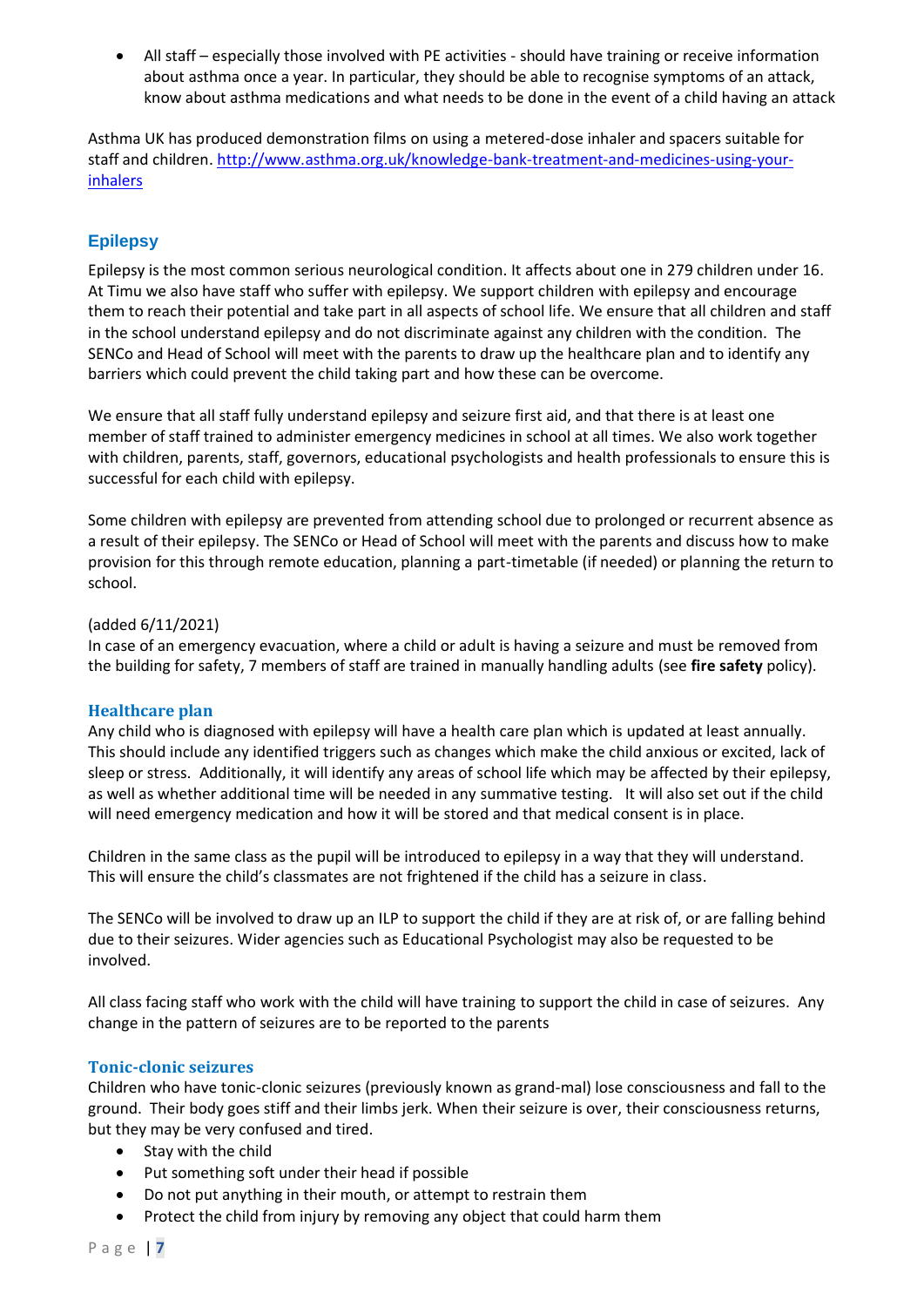- All staff – especially those involved with PE activities - should have training or receive information about asthma once a year. In particular, they should be able to recognise symptoms of an attack, know about asthma medications and what needs to be done in the event of a child having an attack

Asthma UK has produced demonstration films on using a metered-dose inhaler and spacers suitable for staff and children. [http://www.asthma.org.uk/knowledge-bank-treatment-and-medicines-using-your-inhalers](http://www.asthma.org.uk/knowledge-bank-treatment-and-medicines-using-your-inhalers)

## Epilepsy

Epilepsy is the most common serious neurological condition. It affects about one in 279 children under 16. At Timu we also have staff who suffer with epilepsy. We support children with epilepsy and encourage them to reach their potential and take part in all aspects of school life. We ensure that all children and staff in the school understand epilepsy and do not discriminate against any children with the condition. The SENCo and Head of School will meet with the parents to draw up the healthcare plan and to identify any barriers which could prevent the child taking part and how these can be overcome.

We ensure that all staff fully understand epilepsy and seizure first aid, and that there is at least one member of staff trained to administer emergency medicines in school at all times. We also work together with children, parents, staff, governors, educational psychologists and health professionals to ensure this is successful for each child with epilepsy.

Some children with epilepsy are prevented from attending school due to prolonged or recurrent absence as a result of their epilepsy. The SENCo or Head of School will meet with the parents and discuss how to make provision for this through remote education, planning a part-timetable (if needed) or planning the return to school.

(added 6/11/2021)
In case of an emergency evacuation, where a child or adult is having a seizure and must be removed from the building for safety, 7 members of staff are trained in manually handling adults (see **fire safety** policy).

### Healthcare plan

Any child who is diagnosed with epilepsy will have a health care plan which is updated at least annually. This should include any identified triggers such as changes which make the child anxious or excited, lack of sleep or stress. Additionally, it will identify any areas of school life which may be affected by their epilepsy, as well as whether additional time will be needed in any summative testing. It will also set out if the child will need emergency medication and how it will be stored and that medical consent is in place.

Children in the same class as the pupil will be introduced to epilepsy in a way that they will understand. This will ensure the child's classmates are not frightened if the child has a seizure in class.

The SENCo will be involved to draw up an ILP to support the child if they are at risk of, or are falling behind due to their seizures. Wider agencies such as Educational Psychologist may also be requested to be involved.

All class facing staff who work with the child will have training to support the child in case of seizures. Any change in the pattern of seizures are to be reported to the parents

### Tonic-clonic seizures

Children who have tonic-clonic seizures (previously known as grand-mal) lose consciousness and fall to the ground. Their body goes stiff and their limbs jerk. When their seizure is over, their consciousness returns, but they may be very confused and tired.

- Stay with the child
- Put something soft under their head if possible
- Do not put anything in their mouth, or attempt to restrain them
- Protect the child from injury by removing any object that could harm them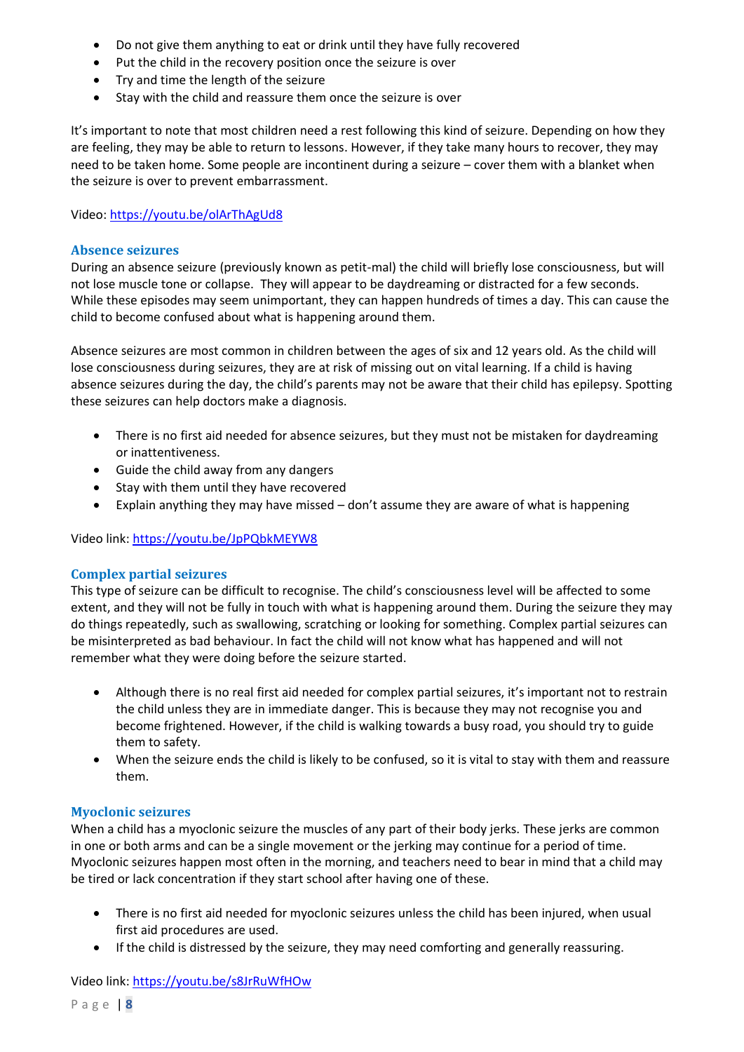- Do not give them anything to eat or drink until they have fully recovered
- Put the child in the recovery position once the seizure is over
- Try and time the length of the seizure
- Stay with the child and reassure them once the seizure is over

It's important to note that most children need a rest following this kind of seizure. Depending on how they are feeling, they may be able to return to lessons. However, if they take many hours to recover, they may need to be taken home. Some people are incontinent during a seizure – cover them with a blanket when the seizure is over to prevent embarrassment.

Video: https://youtu.be/olArThAgUd8

### Absence seizures

During an absence seizure (previously known as petit-mal) the child will briefly lose consciousness, but will not lose muscle tone or collapse. They will appear to be daydreaming or distracted for a few seconds. While these episodes may seem unimportant, they can happen hundreds of times a day. This can cause the child to become confused about what is happening around them.

Absence seizures are most common in children between the ages of six and 12 years old. As the child will lose consciousness during seizures, they are at risk of missing out on vital learning. If a child is having absence seizures during the day, the child's parents may not be aware that their child has epilepsy. Spotting these seizures can help doctors make a diagnosis.

- There is no first aid needed for absence seizures, but they must not be mistaken for daydreaming or inattentiveness.
- Guide the child away from any dangers
- Stay with them until they have recovered
- Explain anything they may have missed – don't assume they are aware of what is happening

Video link: https://youtu.be/JpPQbkMEYW8

### Complex partial seizures

This type of seizure can be difficult to recognise. The child's consciousness level will be affected to some extent, and they will not be fully in touch with what is happening around them. During the seizure they may do things repeatedly, such as swallowing, scratching or looking for something. Complex partial seizures can be misinterpreted as bad behaviour. In fact the child will not know what has happened and will not remember what they were doing before the seizure started.

- Although there is no real first aid needed for complex partial seizures, it's important not to restrain the child unless they are in immediate danger. This is because they may not recognise you and become frightened. However, if the child is walking towards a busy road, you should try to guide them to safety.
- When the seizure ends the child is likely to be confused, so it is vital to stay with them and reassure them.

### Myoclonic seizures

When a child has a myoclonic seizure the muscles of any part of their body jerks. These jerks are common in one or both arms and can be a single movement or the jerking may continue for a period of time. Myoclonic seizures happen most often in the morning, and teachers need to bear in mind that a child may be tired or lack concentration if they start school after having one of these.

- There is no first aid needed for myoclonic seizures unless the child has been injured, when usual first aid procedures are used.
- If the child is distressed by the seizure, they may need comforting and generally reassuring.

Video link: https://youtu.be/s8JrRuWfHOw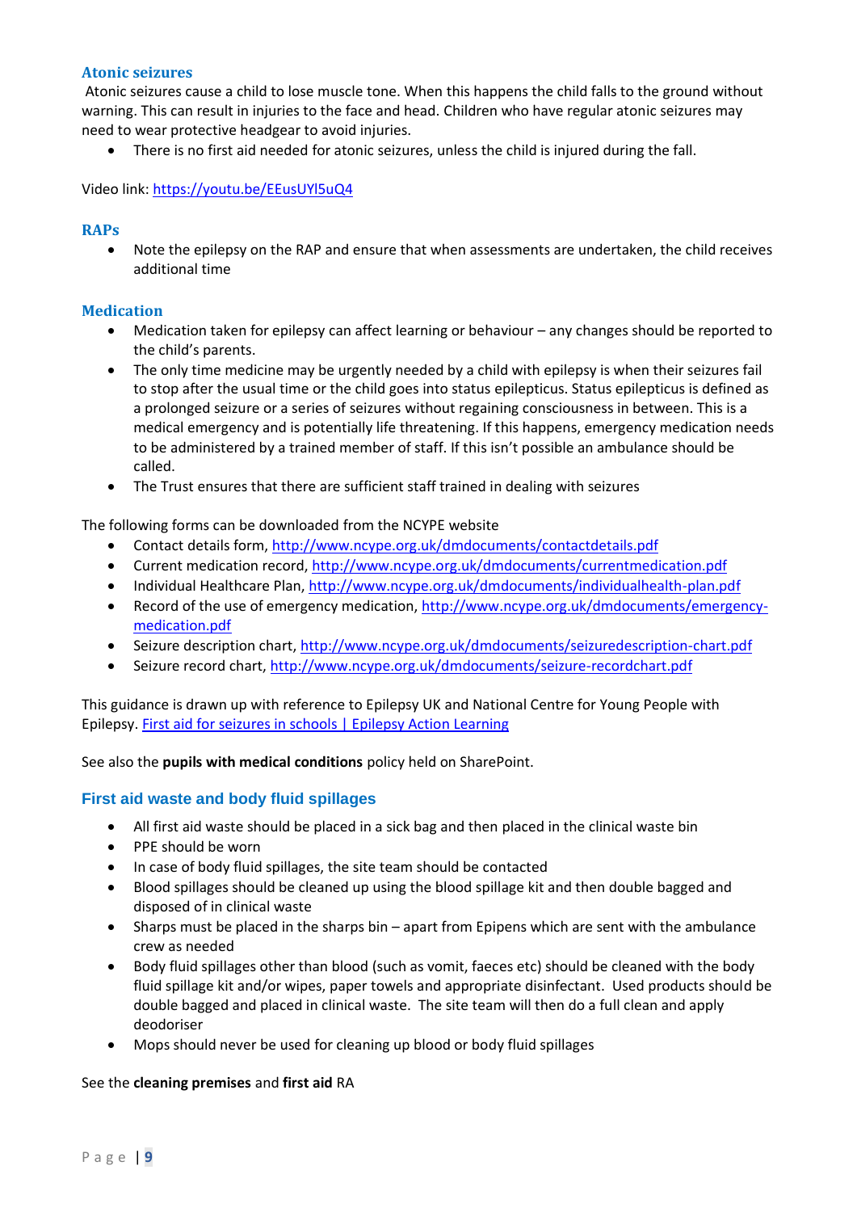### Atonic seizures

Atonic seizures cause a child to lose muscle tone. When this happens the child falls to the ground without warning. This can result in injuries to the face and head. Children who have regular atonic seizures may need to wear protective headgear to avoid injuries.

- There is no first aid needed for atonic seizures, unless the child is injured during the fall.

Video link: [https://youtu.be/EEusUYl5uQ4](https://youtu.be/EEusUYl5uQ4)

### RAPs

- Note the epilepsy on the RAP and ensure that when assessments are undertaken, the child receives additional time

### Medication

- Medication taken for epilepsy can affect learning or behaviour – any changes should be reported to the child's parents.
- The only time medicine may be urgently needed by a child with epilepsy is when their seizures fail to stop after the usual time or the child goes into status epilepticus. Status epilepticus is defined as a prolonged seizure or a series of seizures without regaining consciousness in between. This is a medical emergency and is potentially life threatening. If this happens, emergency medication needs to be administered by a trained member of staff. If this isn't possible an ambulance should be called.
- The Trust ensures that there are sufficient staff trained in dealing with seizures

The following forms can be downloaded from the NCYPE website

- Contact details form, [http://www.ncype.org.uk/dmdocuments/contactdetails.pdf](http://www.ncype.org.uk/dmdocuments/contactdetails.pdf)
- Current medication record, [http://www.ncype.org.uk/dmdocuments/currentmedication.pdf](http://www.ncype.org.uk/dmdocuments/currentmedication.pdf)
- Individual Healthcare Plan, [http://www.ncype.org.uk/dmdocuments/individualhealth-plan.pdf](http://www.ncype.org.uk/dmdocuments/individualhealth-plan.pdf)
- Record of the use of emergency medication, [http://www.ncype.org.uk/dmdocuments/emergency-medication.pdf](http://www.ncype.org.uk/dmdocuments/emergency-medication.pdf)
- Seizure description chart, [http://www.ncype.org.uk/dmdocuments/seizuredescription-chart.pdf](http://www.ncype.org.uk/dmdocuments/seizuredescription-chart.pdf)
- Seizure record chart, [http://www.ncype.org.uk/dmdocuments/seizure-recordchart.pdf](http://www.ncype.org.uk/dmdocuments/seizure-recordchart.pdf)

This guidance is drawn up with reference to Epilepsy UK and National Centre for Young People with Epilepsy. First aid for seizures in schools | Epilepsy Action Learning

See also the **pupils with medical conditions** policy held on SharePoint.

## First aid waste and body fluid spillages

- All first aid waste should be placed in a sick bag and then placed in the clinical waste bin
- PPE should be worn
- In case of body fluid spillages, the site team should be contacted
- Blood spillages should be cleaned up using the blood spillage kit and then double bagged and disposed of in clinical waste
- Sharps must be placed in the sharps bin – apart from Epipens which are sent with the ambulance crew as needed
- Body fluid spillages other than blood (such as vomit, faeces etc) should be cleaned with the body fluid spillage kit and/or wipes, paper towels and appropriate disinfectant. Used products should be double bagged and placed in clinical waste. The site team will then do a full clean and apply deodoriser
- Mops should never be used for cleaning up blood or body fluid spillages

See the **cleaning premises** and **first aid** RA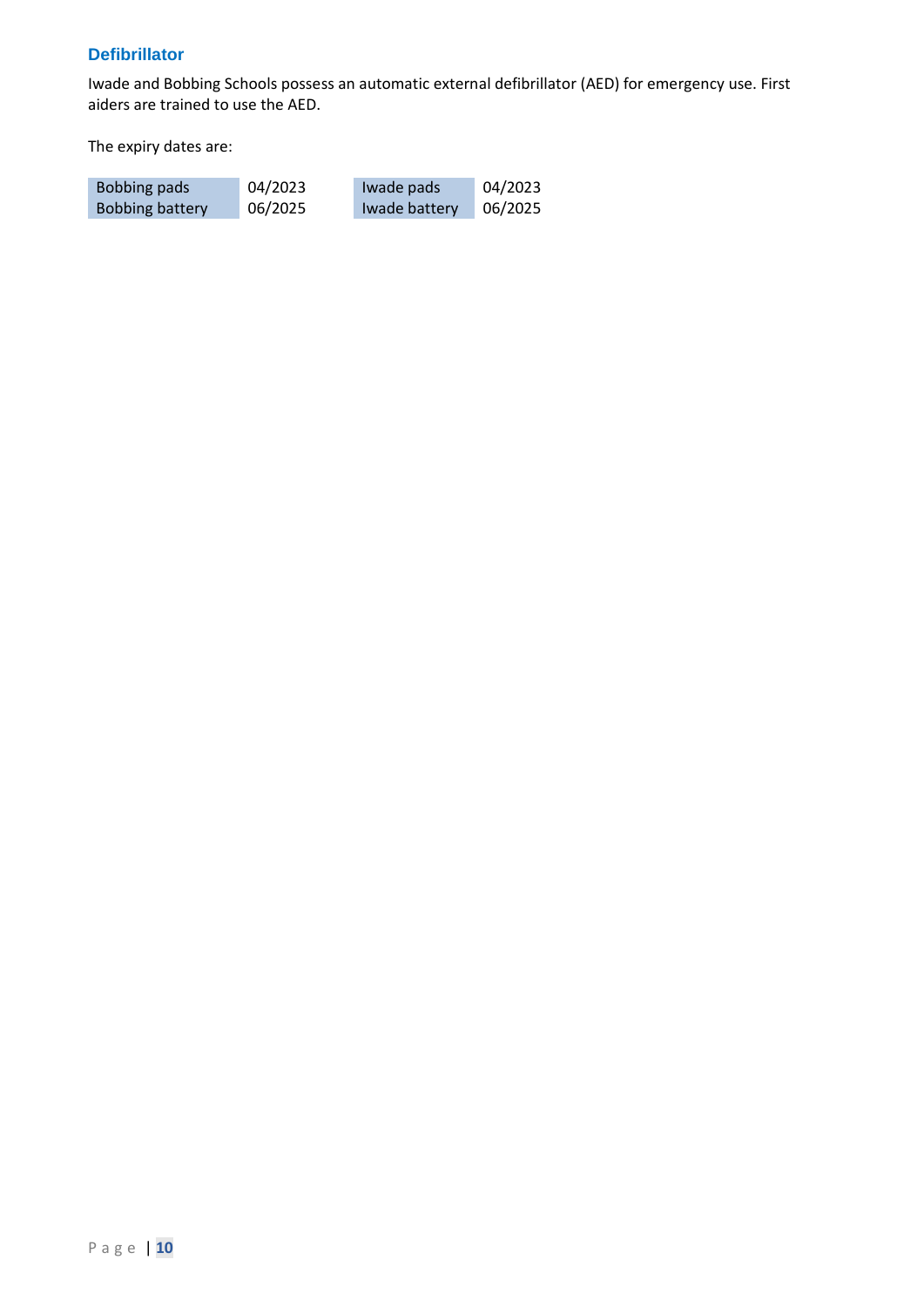## Defibrillator

Iwade and Bobbing Schools possess an automatic external defibrillator (AED) for emergency use. First aiders are trained to use the AED.

The expiry dates are:

| Bobbing pads | 04/2023 | Iwade pads | 04/2023 |
|---|---|---|---|
| Bobbing battery | 06/2025 | Iwade battery | 06/2025 |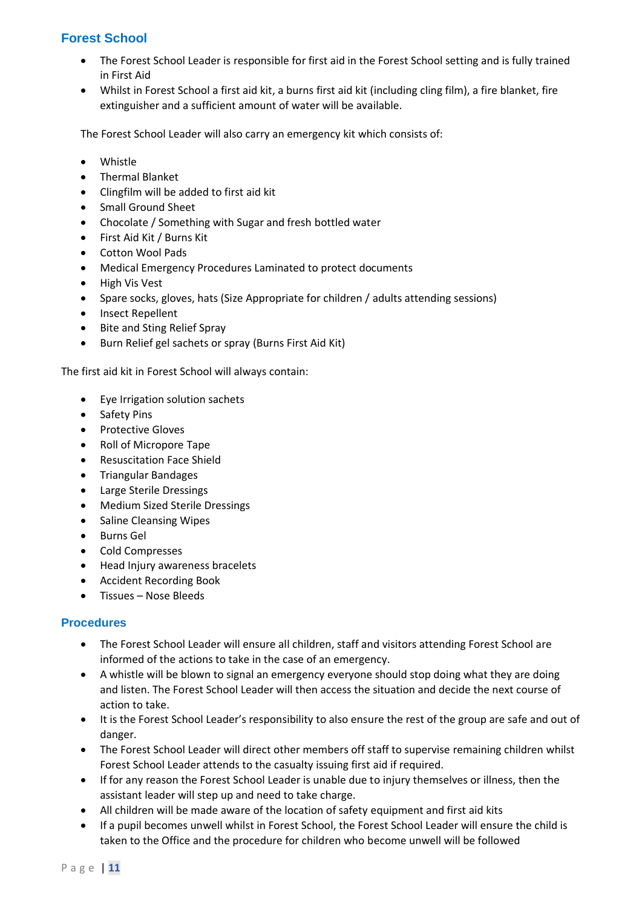## Forest School

- The Forest School Leader is responsible for first aid in the Forest School setting and is fully trained in First Aid
- Whilst in Forest School a first aid kit, a burns first aid kit (including cling film), a fire blanket, fire extinguisher and a sufficient amount of water will be available.

The Forest School Leader will also carry an emergency kit which consists of:

- Whistle
- Thermal Blanket
- Clingfilm will be added to first aid kit
- Small Ground Sheet
- Chocolate / Something with Sugar and fresh bottled water
- First Aid Kit / Burns Kit
- Cotton Wool Pads
- Medical Emergency Procedures Laminated to protect documents
- High Vis Vest
- Spare socks, gloves, hats (Size Appropriate for children / adults attending sessions)
- Insect Repellent
- Bite and Sting Relief Spray
- Burn Relief gel sachets or spray (Burns First Aid Kit)

The first aid kit in Forest School will always contain:

- Eye Irrigation solution sachets
- Safety Pins
- Protective Gloves
- Roll of Micropore Tape
- Resuscitation Face Shield
- Triangular Bandages
- Large Sterile Dressings
- Medium Sized Sterile Dressings
- Saline Cleansing Wipes
- Burns Gel
- Cold Compresses
- Head Injury awareness bracelets
- Accident Recording Book
- Tissues – Nose Bleeds

### Procedures

- The Forest School Leader will ensure all children, staff and visitors attending Forest School are informed of the actions to take in the case of an emergency.
- A whistle will be blown to signal an emergency everyone should stop doing what they are doing and listen. The Forest School Leader will then access the situation and decide the next course of action to take.
- It is the Forest School Leader's responsibility to also ensure the rest of the group are safe and out of danger.
- The Forest School Leader will direct other members off staff to supervise remaining children whilst Forest School Leader attends to the casualty issuing first aid if required.
- If for any reason the Forest School Leader is unable due to injury themselves or illness, then the assistant leader will step up and need to take charge.
- All children will be made aware of the location of safety equipment and first aid kits
- If a pupil becomes unwell whilst in Forest School, the Forest School Leader will ensure the child is taken to the Office and the procedure for children who become unwell will be followed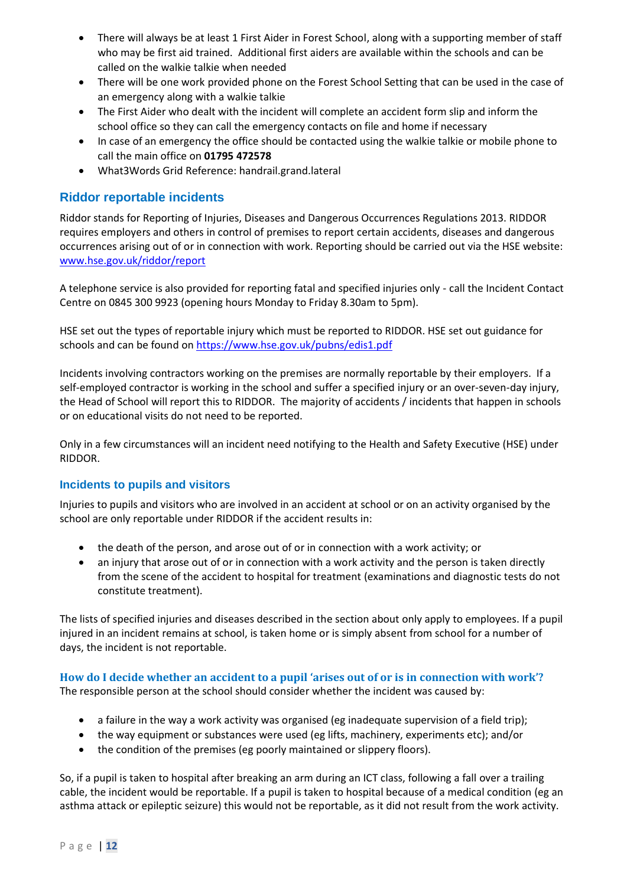- There will always be at least 1 First Aider in Forest School, along with a supporting member of staff who may be first aid trained. Additional first aiders are available within the schools and can be called on the walkie talkie when needed
- There will be one work provided phone on the Forest School Setting that can be used in the case of an emergency along with a walkie talkie
- The First Aider who dealt with the incident will complete an accident form slip and inform the school office so they can call the emergency contacts on file and home if necessary
- In case of an emergency the office should be contacted using the walkie talkie or mobile phone to call the main office on **01795 472578**
- What3Words Grid Reference: handrail.grand.lateral

## Riddor reportable incidents

Riddor stands for Reporting of Injuries, Diseases and Dangerous Occurrences Regulations 2013. RIDDOR requires employers and others in control of premises to report certain accidents, diseases and dangerous occurrences arising out of or in connection with work. Reporting should be carried out via the HSE website: [www.hse.gov.uk/riddor/report](www.hse.gov.uk/riddor/report)

A telephone service is also provided for reporting fatal and specified injuries only - call the Incident Contact Centre on 0845 300 9923 (opening hours Monday to Friday 8.30am to 5pm).

HSE set out the types of reportable injury which must be reported to RIDDOR. HSE set out guidance for schools and can be found on [https://www.hse.gov.uk/pubns/edis1.pdf](https://www.hse.gov.uk/pubns/edis1.pdf)

Incidents involving contractors working on the premises are normally reportable by their employers. If a self-employed contractor is working in the school and suffer a specified injury or an over-seven-day injury, the Head of School will report this to RIDDOR. The majority of accidents / incidents that happen in schools or on educational visits do not need to be reported.

Only in a few circumstances will an incident need notifying to the Health and Safety Executive (HSE) under RIDDOR.

### Incidents to pupils and visitors

Injuries to pupils and visitors who are involved in an accident at school or on an activity organised by the school are only reportable under RIDDOR if the accident results in:

- the death of the person, and arose out of or in connection with a work activity; or
- an injury that arose out of or in connection with a work activity and the person is taken directly from the scene of the accident to hospital for treatment (examinations and diagnostic tests do not constitute treatment).

The lists of specified injuries and diseases described in the section about only apply to employees. If a pupil injured in an incident remains at school, is taken home or is simply absent from school for a number of days, the incident is not reportable.

### How do I decide whether an accident to a pupil 'arises out of or is in connection with work'?

The responsible person at the school should consider whether the incident was caused by:

- a failure in the way a work activity was organised (eg inadequate supervision of a field trip);
- the way equipment or substances were used (eg lifts, machinery, experiments etc); and/or
- the condition of the premises (eg poorly maintained or slippery floors).

So, if a pupil is taken to hospital after breaking an arm during an ICT class, following a fall over a trailing cable, the incident would be reportable. If a pupil is taken to hospital because of a medical condition (eg an asthma attack or epileptic seizure) this would not be reportable, as it did not result from the work activity.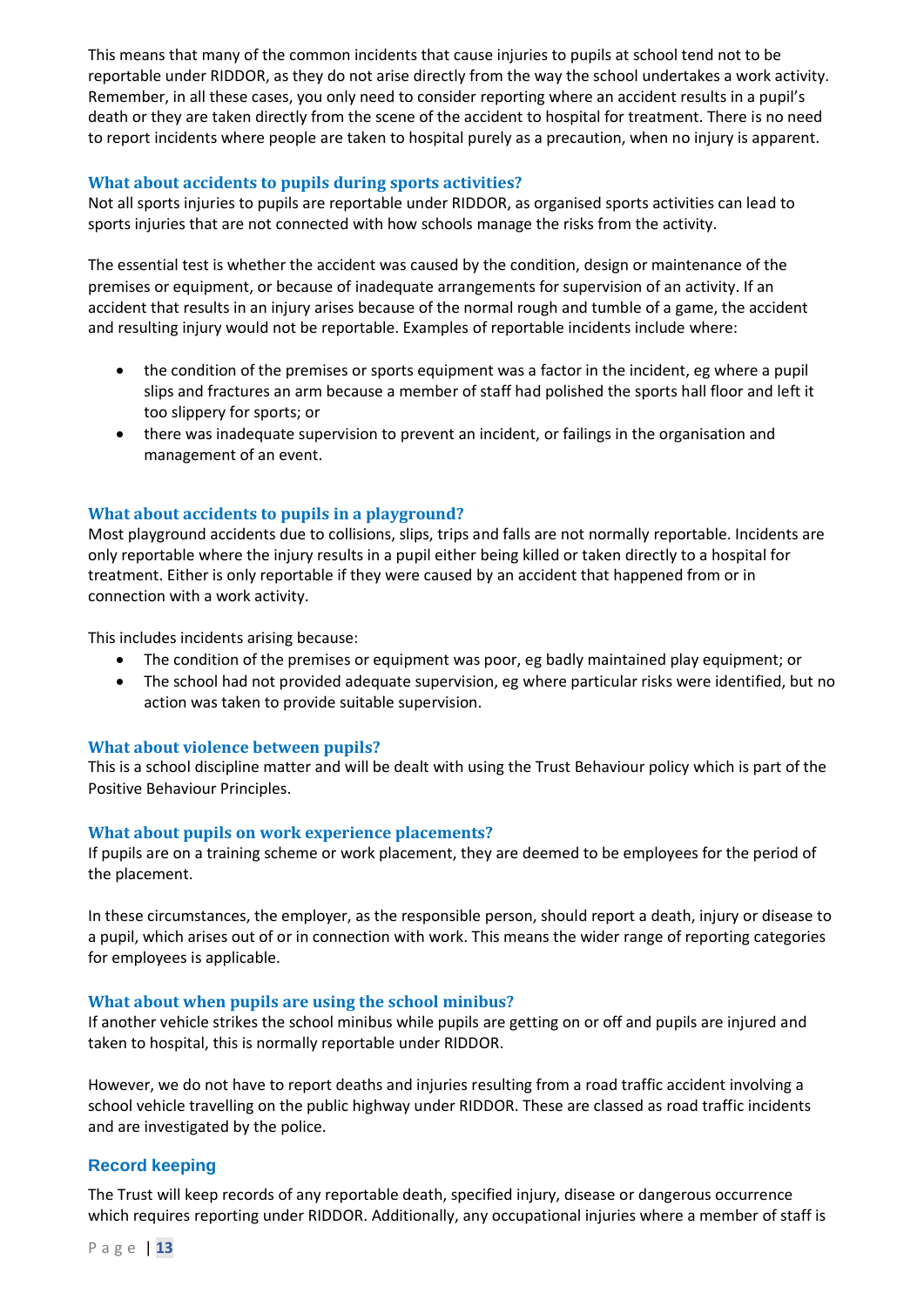This means that many of the common incidents that cause injuries to pupils at school tend not to be reportable under RIDDOR, as they do not arise directly from the way the school undertakes a work activity. Remember, in all these cases, you only need to consider reporting where an accident results in a pupil's death or they are taken directly from the scene of the accident to hospital for treatment. There is no need to report incidents where people are taken to hospital purely as a precaution, when no injury is apparent.

### What about accidents to pupils during sports activities?

Not all sports injuries to pupils are reportable under RIDDOR, as organised sports activities can lead to sports injuries that are not connected with how schools manage the risks from the activity.

The essential test is whether the accident was caused by the condition, design or maintenance of the premises or equipment, or because of inadequate arrangements for supervision of an activity. If an accident that results in an injury arises because of the normal rough and tumble of a game, the accident and resulting injury would not be reportable. Examples of reportable incidents include where:

- the condition of the premises or sports equipment was a factor in the incident, eg where a pupil slips and fractures an arm because a member of staff had polished the sports hall floor and left it too slippery for sports; or
- there was inadequate supervision to prevent an incident, or failings in the organisation and management of an event.

### What about accidents to pupils in a playground?

Most playground accidents due to collisions, slips, trips and falls are not normally reportable. Incidents are only reportable where the injury results in a pupil either being killed or taken directly to a hospital for treatment. Either is only reportable if they were caused by an accident that happened from or in connection with a work activity.

This includes incidents arising because:

- The condition of the premises or equipment was poor, eg badly maintained play equipment; or
- The school had not provided adequate supervision, eg where particular risks were identified, but no action was taken to provide suitable supervision.

### What about violence between pupils?

This is a school discipline matter and will be dealt with using the Trust Behaviour policy which is part of the Positive Behaviour Principles.

### What about pupils on work experience placements?

If pupils are on a training scheme or work placement, they are deemed to be employees for the period of the placement.

In these circumstances, the employer, as the responsible person, should report a death, injury or disease to a pupil, which arises out of or in connection with work. This means the wider range of reporting categories for employees is applicable.

### What about when pupils are using the school minibus?

If another vehicle strikes the school minibus while pupils are getting on or off and pupils are injured and taken to hospital, this is normally reportable under RIDDOR.

However, we do not have to report deaths and injuries resulting from a road traffic accident involving a school vehicle travelling on the public highway under RIDDOR. These are classed as road traffic incidents and are investigated by the police.

## Record keeping

The Trust will keep records of any reportable death, specified injury, disease or dangerous occurrence which requires reporting under RIDDOR. Additionally, any occupational injuries where a member of staff is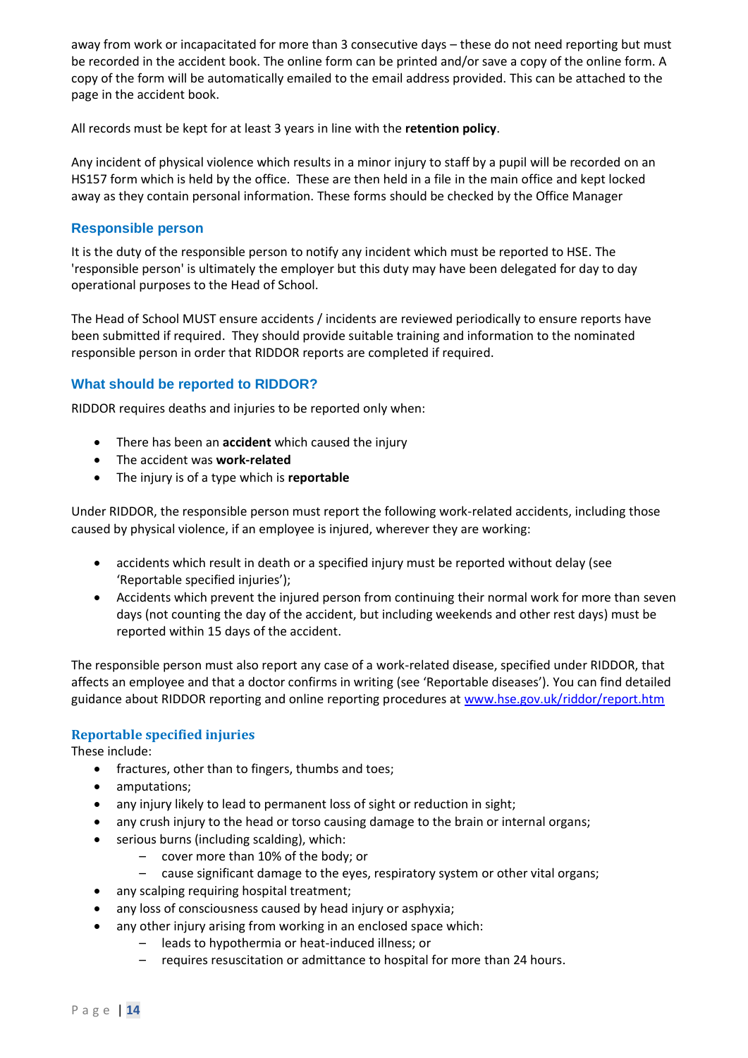away from work or incapacitated for more than 3 consecutive days – these do not need reporting but must be recorded in the accident book. The online form can be printed and/or save a copy of the online form. A copy of the form will be automatically emailed to the email address provided. This can be attached to the page in the accident book.

All records must be kept for at least 3 years in line with the **retention policy**.

Any incident of physical violence which results in a minor injury to staff by a pupil will be recorded on an HS157 form which is held by the office. These are then held in a file in the main office and kept locked away as they contain personal information. These forms should be checked by the Office Manager

### Responsible person

It is the duty of the responsible person to notify any incident which must be reported to HSE. The 'responsible person' is ultimately the employer but this duty may have been delegated for day to day operational purposes to the Head of School.

The Head of School MUST ensure accidents / incidents are reviewed periodically to ensure reports have been submitted if required. They should provide suitable training and information to the nominated responsible person in order that RIDDOR reports are completed if required.

### What should be reported to RIDDOR?

RIDDOR requires deaths and injuries to be reported only when:

- There has been an **accident** which caused the injury
- The accident was **work-related**
- The injury is of a type which is **reportable**

Under RIDDOR, the responsible person must report the following work-related accidents, including those caused by physical violence, if an employee is injured, wherever they are working:

- accidents which result in death or a specified injury must be reported without delay (see 'Reportable specified injuries');
- Accidents which prevent the injured person from continuing their normal work for more than seven days (not counting the day of the accident, but including weekends and other rest days) must be reported within 15 days of the accident.

The responsible person must also report any case of a work-related disease, specified under RIDDOR, that affects an employee and that a doctor confirms in writing (see 'Reportable diseases'). You can find detailed guidance about RIDDOR reporting and online reporting procedures at [www.hse.gov.uk/riddor/report.htm](http://www.hse.gov.uk/riddor/report.htm)

### Reportable specified injuries

These include:

- fractures, other than to fingers, thumbs and toes;
- amputations;
- any injury likely to lead to permanent loss of sight or reduction in sight;
- any crush injury to the head or torso causing damage to the brain or internal organs;
- serious burns (including scalding), which:
  - cover more than 10% of the body; or
  - cause significant damage to the eyes, respiratory system or other vital organs;
- any scalping requiring hospital treatment;
- any loss of consciousness caused by head injury or asphyxia;
- any other injury arising from working in an enclosed space which:
  - leads to hypothermia or heat-induced illness; or
  - requires resuscitation or admittance to hospital for more than 24 hours.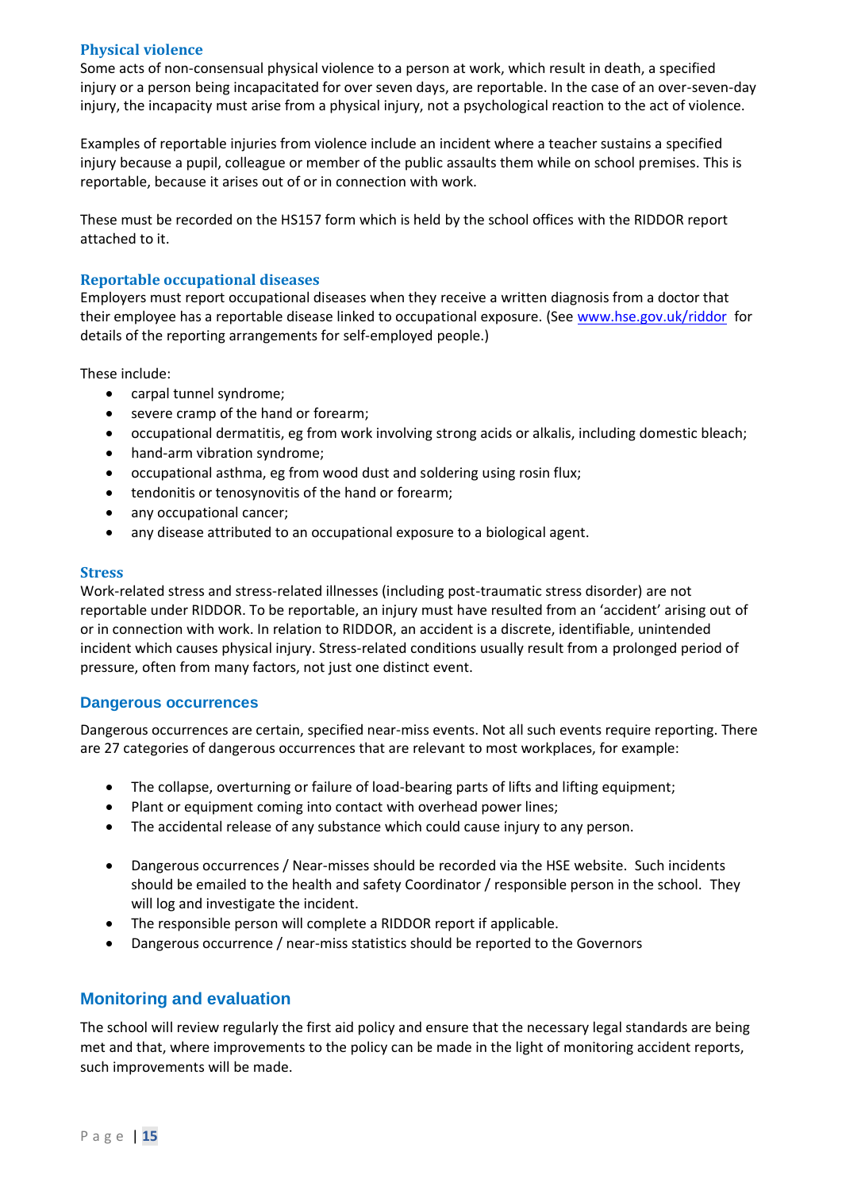### Physical violence

Some acts of non-consensual physical violence to a person at work, which result in death, a specified injury or a person being incapacitated for over seven days, are reportable. In the case of an over-seven-day injury, the incapacity must arise from a physical injury, not a psychological reaction to the act of violence.

Examples of reportable injuries from violence include an incident where a teacher sustains a specified injury because a pupil, colleague or member of the public assaults them while on school premises. This is reportable, because it arises out of or in connection with work.

These must be recorded on the HS157 form which is held by the school offices with the RIDDOR report attached to it.

### Reportable occupational diseases

Employers must report occupational diseases when they receive a written diagnosis from a doctor that their employee has a reportable disease linked to occupational exposure. (See www.hse.gov.uk/riddor for details of the reporting arrangements for self-employed people.)

These include:

- carpal tunnel syndrome;
- severe cramp of the hand or forearm;
- occupational dermatitis, eg from work involving strong acids or alkalis, including domestic bleach;
- hand-arm vibration syndrome;
- occupational asthma, eg from wood dust and soldering using rosin flux;
- tendonitis or tenosynovitis of the hand or forearm;
- any occupational cancer;
- any disease attributed to an occupational exposure to a biological agent.

### Stress

Work-related stress and stress-related illnesses (including post-traumatic stress disorder) are not reportable under RIDDOR. To be reportable, an injury must have resulted from an 'accident' arising out of or in connection with work. In relation to RIDDOR, an accident is a discrete, identifiable, unintended incident which causes physical injury. Stress-related conditions usually result from a prolonged period of pressure, often from many factors, not just one distinct event.

### Dangerous occurrences

Dangerous occurrences are certain, specified near-miss events. Not all such events require reporting. There are 27 categories of dangerous occurrences that are relevant to most workplaces, for example:

- The collapse, overturning or failure of load-bearing parts of lifts and lifting equipment;
- Plant or equipment coming into contact with overhead power lines;
- The accidental release of any substance which could cause injury to any person.

- Dangerous occurrences / Near-misses should be recorded via the HSE website. Such incidents should be emailed to the health and safety Coordinator / responsible person in the school. They will log and investigate the incident.
- The responsible person will complete a RIDDOR report if applicable.
- Dangerous occurrence / near-miss statistics should be reported to the Governors

## Monitoring and evaluation

The school will review regularly the first aid policy and ensure that the necessary legal standards are being met and that, where improvements to the policy can be made in the light of monitoring accident reports, such improvements will be made.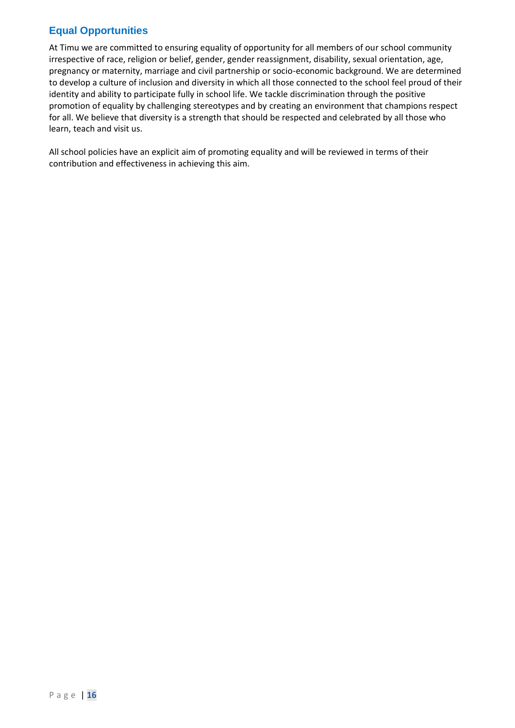## Equal Opportunities

At Timu we are committed to ensuring equality of opportunity for all members of our school community irrespective of race, religion or belief, gender, gender reassignment, disability, sexual orientation, age, pregnancy or maternity, marriage and civil partnership or socio-economic background. We are determined to develop a culture of inclusion and diversity in which all those connected to the school feel proud of their identity and ability to participate fully in school life. We tackle discrimination through the positive promotion of equality by challenging stereotypes and by creating an environment that champions respect for all. We believe that diversity is a strength that should be respected and celebrated by all those who learn, teach and visit us.

All school policies have an explicit aim of promoting equality and will be reviewed in terms of their contribution and effectiveness in achieving this aim.